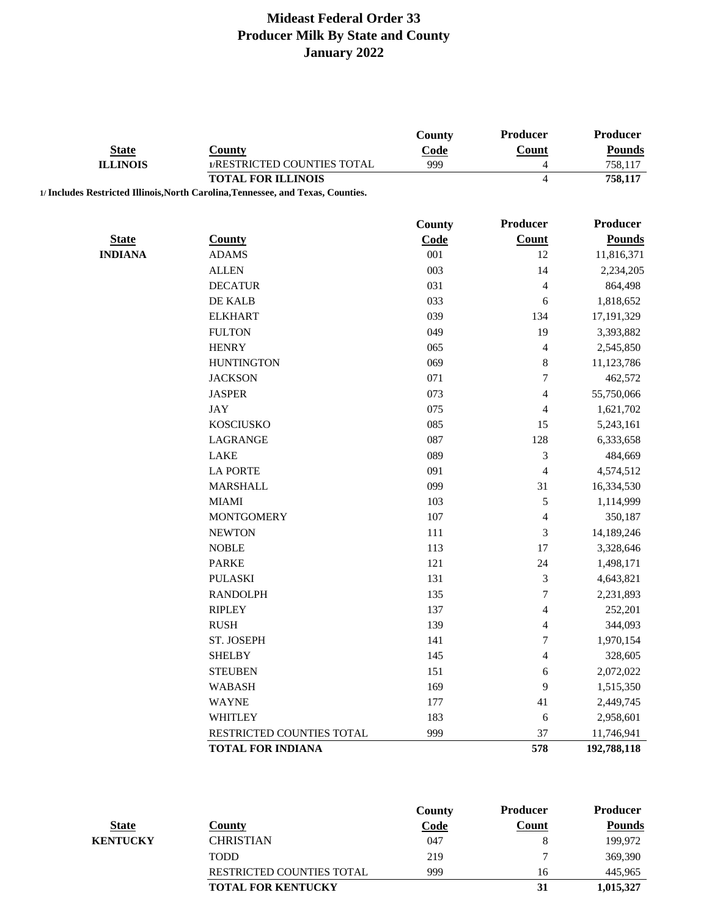# Mideast Federal Order 33
## Producer Milk By State and County
## January 2022

| State | County | County Code | Producer Count | Producer Pounds |
|---|---|---|---|---|
| ILLINOIS | 1/RESTRICTED COUNTIES TOTAL | 999 | 4 | 758,117 |
| | **TOTAL FOR ILLINOIS** | | **4** | **758,117** |

**1/ Includes Restricted Illinois,North Carolina,Tennessee, and Texas, Counties.**

| State | County | County Code | Producer Count | Producer Pounds |
|---|---|---|---|---|
| INDIANA | ADAMS | 001 | 12 | 11,816,371 |
| | ALLEN | 003 | 14 | 2,234,205 |
| | DECATUR | 031 | 4 | 864,498 |
| | DE KALB | 033 | 6 | 1,818,652 |
| | ELKHART | 039 | 134 | 17,191,329 |
| | FULTON | 049 | 19 | 3,393,882 |
| | HENRY | 065 | 4 | 2,545,850 |
| | HUNTINGTON | 069 | 8 | 11,123,786 |
| | JACKSON | 071 | 7 | 462,572 |
| | JASPER | 073 | 4 | 55,750,066 |
| | JAY | 075 | 4 | 1,621,702 |
| | KOSCIUSKO | 085 | 15 | 5,243,161 |
| | LAGRANGE | 087 | 128 | 6,333,658 |
| | LAKE | 089 | 3 | 484,669 |
| | LA PORTE | 091 | 4 | 4,574,512 |
| | MARSHALL | 099 | 31 | 16,334,530 |
| | MIAMI | 103 | 5 | 1,114,999 |
| | MONTGOMERY | 107 | 4 | 350,187 |
| | NEWTON | 111 | 3 | 14,189,246 |
| | NOBLE | 113 | 17 | 3,328,646 |
| | PARKE | 121 | 24 | 1,498,171 |
| | PULASKI | 131 | 3 | 4,643,821 |
| | RANDOLPH | 135 | 7 | 2,231,893 |
| | RIPLEY | 137 | 4 | 252,201 |
| | RUSH | 139 | 4 | 344,093 |
| | ST. JOSEPH | 141 | 7 | 1,970,154 |
| | SHELBY | 145 | 4 | 328,605 |
| | STEUBEN | 151 | 6 | 2,072,022 |
| | WABASH | 169 | 9 | 1,515,350 |
| | WAYNE | 177 | 41 | 2,449,745 |
| | WHITLEY | 183 | 6 | 2,958,601 |
| | RESTRICTED COUNTIES TOTAL | 999 | 37 | 11,746,941 |
| | **TOTAL FOR INDIANA** | | **578** | **192,788,118** |

| State | County | County Code | Producer Count | Producer Pounds |
|---|---|---|---|---|
| KENTUCKY | CHRISTIAN | 047 | 8 | 199,972 |
| | TODD | 219 | 7 | 369,390 |
| | RESTRICTED COUNTIES TOTAL | 999 | 16 | 445,965 |
| | **TOTAL FOR KENTUCKY** | | **31** | **1,015,327** |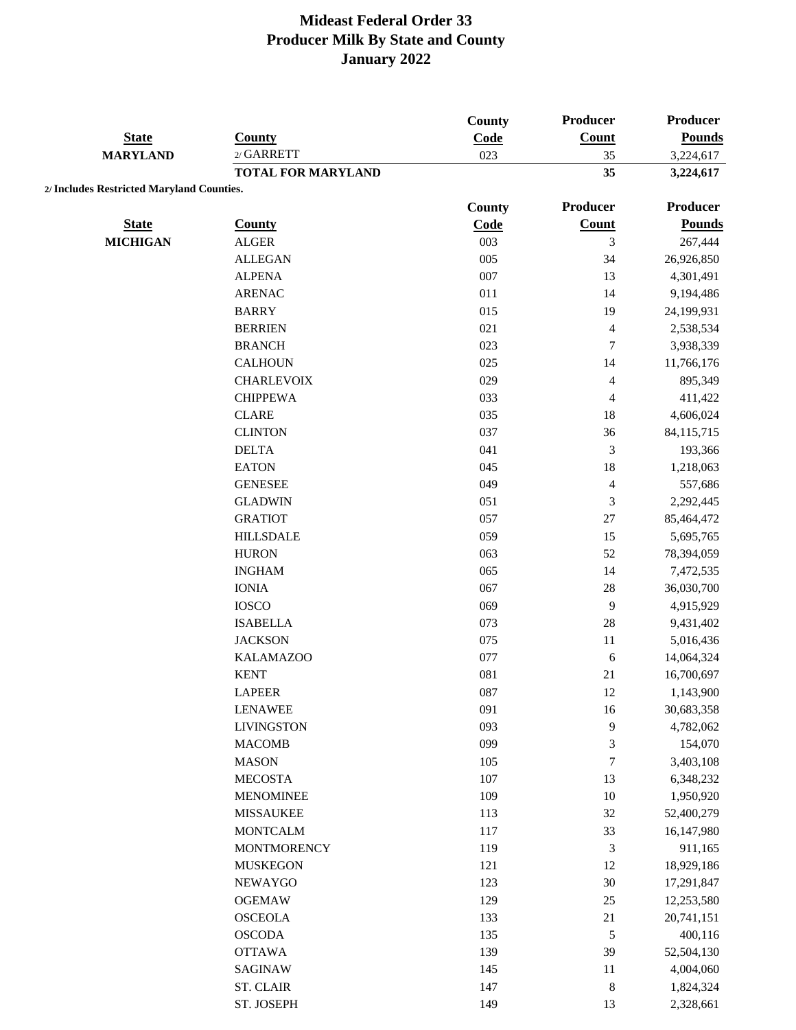# Mideast Federal Order 33
## Producer Milk By State and County
## January 2022

| State | County | County Code | Producer Count | Producer Pounds |
|---|---|---|---|---|
| **MARYLAND** | 2/ GARRETT | 023 | 35 | 3,224,617 |
| | **TOTAL FOR MARYLAND** | | **35** | **3,224,617** |

**2/ Includes Restricted Maryland Counties.**

| State | County | County Code | Producer Count | Producer Pounds |
|---|---|---|---|---|
| **MICHIGAN** | ALGER | 003 | 3 | 267,444 |
| | ALLEGAN | 005 | 34 | 26,926,850 |
| | ALPENA | 007 | 13 | 4,301,491 |
| | ARENAC | 011 | 14 | 9,194,486 |
| | BARRY | 015 | 19 | 24,199,931 |
| | BERRIEN | 021 | 4 | 2,538,534 |
| | BRANCH | 023 | 7 | 3,938,339 |
| | CALHOUN | 025 | 14 | 11,766,176 |
| | CHARLEVOIX | 029 | 4 | 895,349 |
| | CHIPPEWA | 033 | 4 | 411,422 |
| | CLARE | 035 | 18 | 4,606,024 |
| | CLINTON | 037 | 36 | 84,115,715 |
| | DELTA | 041 | 3 | 193,366 |
| | EATON | 045 | 18 | 1,218,063 |
| | GENESEE | 049 | 4 | 557,686 |
| | GLADWIN | 051 | 3 | 2,292,445 |
| | GRATIOT | 057 | 27 | 85,464,472 |
| | HILLSDALE | 059 | 15 | 5,695,765 |
| | HURON | 063 | 52 | 78,394,059 |
| | INGHAM | 065 | 14 | 7,472,535 |
| | IONIA | 067 | 28 | 36,030,700 |
| | IOSCO | 069 | 9 | 4,915,929 |
| | ISABELLA | 073 | 28 | 9,431,402 |
| | JACKSON | 075 | 11 | 5,016,436 |
| | KALAMAZOO | 077 | 6 | 14,064,324 |
| | KENT | 081 | 21 | 16,700,697 |
| | LAPEER | 087 | 12 | 1,143,900 |
| | LENAWEE | 091 | 16 | 30,683,358 |
| | LIVINGSTON | 093 | 9 | 4,782,062 |
| | MACOMB | 099 | 3 | 154,070 |
| | MASON | 105 | 7 | 3,403,108 |
| | MECOSTA | 107 | 13 | 6,348,232 |
| | MENOMINEE | 109 | 10 | 1,950,920 |
| | MISSAUKEE | 113 | 32 | 52,400,279 |
| | MONTCALM | 117 | 33 | 16,147,980 |
| | MONTMORENCY | 119 | 3 | 911,165 |
| | MUSKEGON | 121 | 12 | 18,929,186 |
| | NEWAYGO | 123 | 30 | 17,291,847 |
| | OGEMAW | 129 | 25 | 12,253,580 |
| | OSCEOLA | 133 | 21 | 20,741,151 |
| | OSCODA | 135 | 5 | 400,116 |
| | OTTAWA | 139 | 39 | 52,504,130 |
| | SAGINAW | 145 | 11 | 4,004,060 |
| | ST. CLAIR | 147 | 8 | 1,824,324 |
| | ST. JOSEPH | 149 | 13 | 2,328,661 |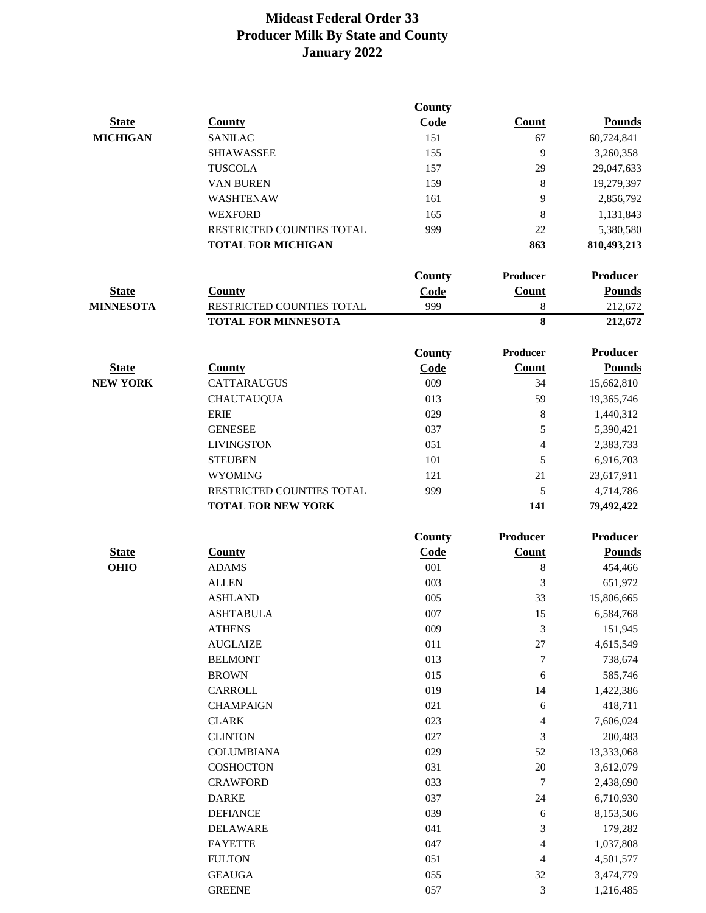# Mideast Federal Order 33
## Producer Milk By State and County
## January 2022

| State | County | County Code | Count | Pounds |
|---|---|---|---|---|
| MICHIGAN | SANILAC | 151 | 67 | 60,724,841 |
| | SHIAWASSEE | 155 | 9 | 3,260,358 |
| | TUSCOLA | 157 | 29 | 29,047,633 |
| | VAN BUREN | 159 | 8 | 19,279,397 |
| | WASHTENAW | 161 | 9 | 2,856,792 |
| | WEXFORD | 165 | 8 | 1,131,843 |
| | RESTRICTED COUNTIES TOTAL | 999 | 22 | 5,380,580 |
| | **TOTAL FOR MICHIGAN** | | **863** | **810,493,213** |

| State | County | County Code | Producer Count | Producer Pounds |
|---|---|---|---|---|
| MINNESOTA | RESTRICTED COUNTIES TOTAL | 999 | 8 | 212,672 |
| | **TOTAL FOR MINNESOTA** | | **8** | **212,672** |

| State | County | County Code | Producer Count | Producer Pounds |
|---|---|---|---|---|
| NEW YORK | CATTARAUGUS | 009 | 34 | 15,662,810 |
| | CHAUTAUQUA | 013 | 59 | 19,365,746 |
| | ERIE | 029 | 8 | 1,440,312 |
| | GENESEE | 037 | 5 | 5,390,421 |
| | LIVINGSTON | 051 | 4 | 2,383,733 |
| | STEUBEN | 101 | 5 | 6,916,703 |
| | WYOMING | 121 | 21 | 23,617,911 |
| | RESTRICTED COUNTIES TOTAL | 999 | 5 | 4,714,786 |
| | **TOTAL FOR NEW YORK** | | **141** | **79,492,422** |

| State | County | County Code | Producer Count | Producer Pounds |
|---|---|---|---|---|
| OHIO | ADAMS | 001 | 8 | 454,466 |
| | ALLEN | 003 | 3 | 651,972 |
| | ASHLAND | 005 | 33 | 15,806,665 |
| | ASHTABULA | 007 | 15 | 6,584,768 |
| | ATHENS | 009 | 3 | 151,945 |
| | AUGLAIZE | 011 | 27 | 4,615,549 |
| | BELMONT | 013 | 7 | 738,674 |
| | BROWN | 015 | 6 | 585,746 |
| | CARROLL | 019 | 14 | 1,422,386 |
| | CHAMPAIGN | 021 | 6 | 418,711 |
| | CLARK | 023 | 4 | 7,606,024 |
| | CLINTON | 027 | 3 | 200,483 |
| | COLUMBIANA | 029 | 52 | 13,333,068 |
| | COSHOCTON | 031 | 20 | 3,612,079 |
| | CRAWFORD | 033 | 7 | 2,438,690 |
| | DARKE | 037 | 24 | 6,710,930 |
| | DEFIANCE | 039 | 6 | 8,153,506 |
| | DELAWARE | 041 | 3 | 179,282 |
| | FAYETTE | 047 | 4 | 1,037,808 |
| | FULTON | 051 | 4 | 4,501,577 |
| | GEAUGA | 055 | 32 | 3,474,779 |
| | GREENE | 057 | 3 | 1,216,485 |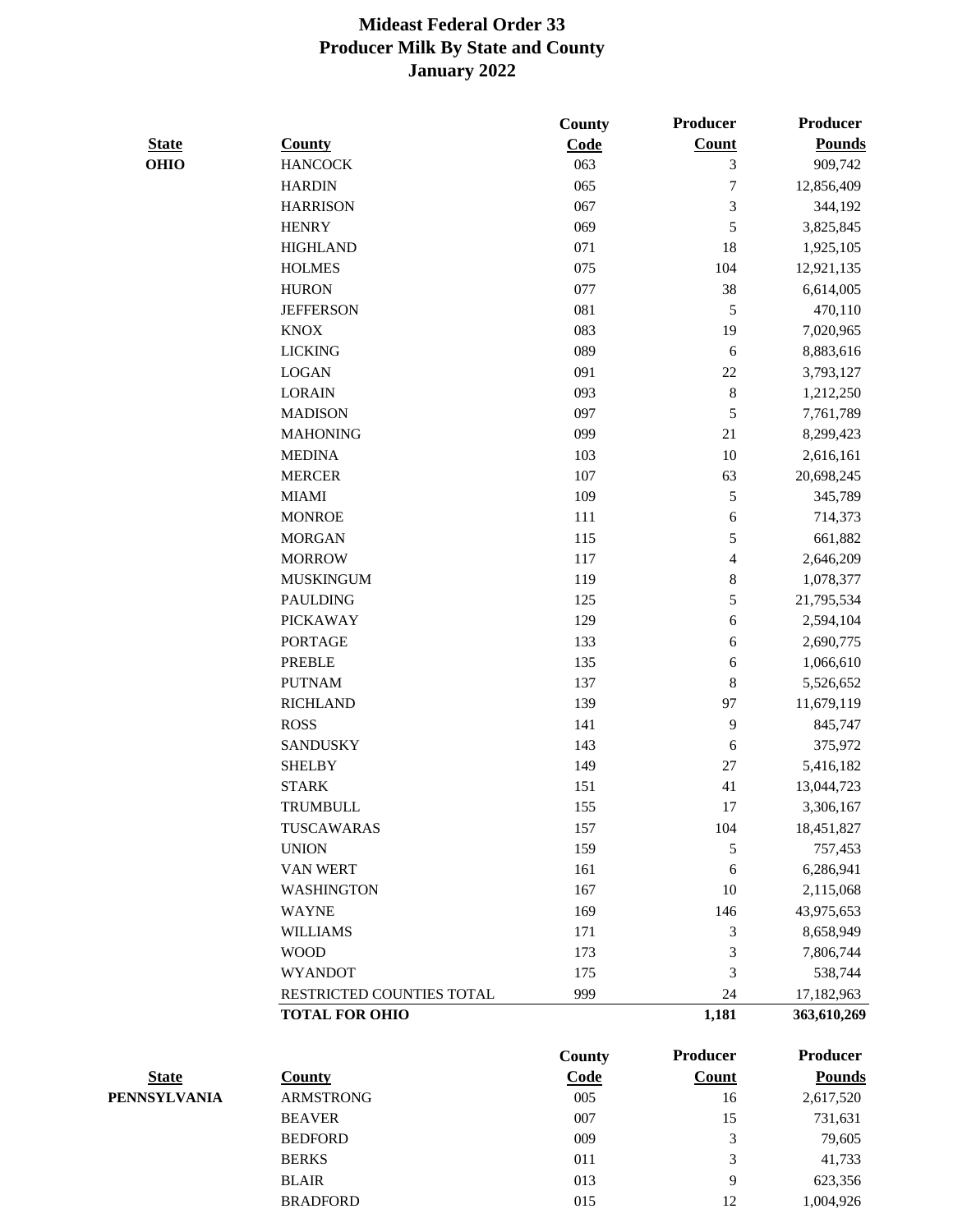# Mideast Federal Order 33
## Producer Milk By State and County
## January 2022

| State | County | County Code | Producer Count | Producer Pounds |
|---|---|---|---|---|
| **OHIO** | HANCOCK | 063 | 3 | 909,742 |
| | HARDIN | 065 | 7 | 12,856,409 |
| | HARRISON | 067 | 3 | 344,192 |
| | HENRY | 069 | 5 | 3,825,845 |
| | HIGHLAND | 071 | 18 | 1,925,105 |
| | HOLMES | 075 | 104 | 12,921,135 |
| | HURON | 077 | 38 | 6,614,005 |
| | JEFFERSON | 081 | 5 | 470,110 |
| | KNOX | 083 | 19 | 7,020,965 |
| | LICKING | 089 | 6 | 8,883,616 |
| | LOGAN | 091 | 22 | 3,793,127 |
| | LORAIN | 093 | 8 | 1,212,250 |
| | MADISON | 097 | 5 | 7,761,789 |
| | MAHONING | 099 | 21 | 8,299,423 |
| | MEDINA | 103 | 10 | 2,616,161 |
| | MERCER | 107 | 63 | 20,698,245 |
| | MIAMI | 109 | 5 | 345,789 |
| | MONROE | 111 | 6 | 714,373 |
| | MORGAN | 115 | 5 | 661,882 |
| | MORROW | 117 | 4 | 2,646,209 |
| | MUSKINGUM | 119 | 8 | 1,078,377 |
| | PAULDING | 125 | 5 | 21,795,534 |
| | PICKAWAY | 129 | 6 | 2,594,104 |
| | PORTAGE | 133 | 6 | 2,690,775 |
| | PREBLE | 135 | 6 | 1,066,610 |
| | PUTNAM | 137 | 8 | 5,526,652 |
| | RICHLAND | 139 | 97 | 11,679,119 |
| | ROSS | 141 | 9 | 845,747 |
| | SANDUSKY | 143 | 6 | 375,972 |
| | SHELBY | 149 | 27 | 5,416,182 |
| | STARK | 151 | 41 | 13,044,723 |
| | TRUMBULL | 155 | 17 | 3,306,167 |
| | TUSCAWARAS | 157 | 104 | 18,451,827 |
| | UNION | 159 | 5 | 757,453 |
| | VAN WERT | 161 | 6 | 6,286,941 |
| | WASHINGTON | 167 | 10 | 2,115,068 |
| | WAYNE | 169 | 146 | 43,975,653 |
| | WILLIAMS | 171 | 3 | 8,658,949 |
| | WOOD | 173 | 3 | 7,806,744 |
| | WYANDOT | 175 | 3 | 538,744 |
| | RESTRICTED COUNTIES TOTAL | 999 | 24 | 17,182,963 |
| | **TOTAL FOR OHIO** | | **1,181** | **363,610,269** |

| State | County | County Code | Producer Count | Producer Pounds |
|---|---|---|---|---|
| **PENNSYLVANIA** | ARMSTRONG | 005 | 16 | 2,617,520 |
| | BEAVER | 007 | 15 | 731,631 |
| | BEDFORD | 009 | 3 | 79,605 |
| | BERKS | 011 | 3 | 41,733 |
| | BLAIR | 013 | 9 | 623,356 |
| | BRADFORD | 015 | 12 | 1,004,926 |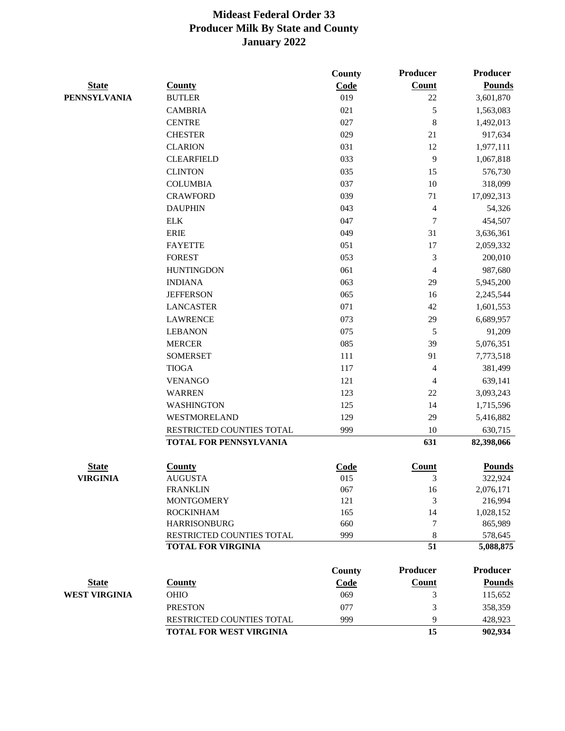# Mideast Federal Order 33
# Producer Milk By State and County
# January 2022

| State | County | County Code | Producer Count | Producer Pounds |
|---|---|---|---|---|
| PENNSYLVANIA | BUTLER | 019 | 22 | 3,601,870 |
| | CAMBRIA | 021 | 5 | 1,563,083 |
| | CENTRE | 027 | 8 | 1,492,013 |
| | CHESTER | 029 | 21 | 917,634 |
| | CLARION | 031 | 12 | 1,977,111 |
| | CLEARFIELD | 033 | 9 | 1,067,818 |
| | CLINTON | 035 | 15 | 576,730 |
| | COLUMBIA | 037 | 10 | 318,099 |
| | CRAWFORD | 039 | 71 | 17,092,313 |
| | DAUPHIN | 043 | 4 | 54,326 |
| | ELK | 047 | 7 | 454,507 |
| | ERIE | 049 | 31 | 3,636,361 |
| | FAYETTE | 051 | 17 | 2,059,332 |
| | FOREST | 053 | 3 | 200,010 |
| | HUNTINGDON | 061 | 4 | 987,680 |
| | INDIANA | 063 | 29 | 5,945,200 |
| | JEFFERSON | 065 | 16 | 2,245,544 |
| | LANCASTER | 071 | 42 | 1,601,553 |
| | LAWRENCE | 073 | 29 | 6,689,957 |
| | LEBANON | 075 | 5 | 91,209 |
| | MERCER | 085 | 39 | 5,076,351 |
| | SOMERSET | 111 | 91 | 7,773,518 |
| | TIOGA | 117 | 4 | 381,499 |
| | VENANGO | 121 | 4 | 639,141 |
| | WARREN | 123 | 22 | 3,093,243 |
| | WASHINGTON | 125 | 14 | 1,715,596 |
| | WESTMORELAND | 129 | 29 | 5,416,882 |
| | RESTRICTED COUNTIES TOTAL | 999 | 10 | 630,715 |
| | **TOTAL FOR PENNSYLVANIA** | | **631** | **82,398,066** |

| State | County | Code | Count | Pounds |
|---|---|---|---|---|
| VIRGINIA | AUGUSTA | 015 | 3 | 322,924 |
| | FRANKLIN | 067 | 16 | 2,076,171 |
| | MONTGOMERY | 121 | 3 | 216,994 |
| | ROCKINHAM | 165 | 14 | 1,028,152 |
| | HARRISONBURG | 660 | 7 | 865,989 |
| | RESTRICTED COUNTIES TOTAL | 999 | 8 | 578,645 |
| | **TOTAL FOR VIRGINIA** | | **51** | **5,088,875** |

| State | County | County Code | Producer Count | Producer Pounds |
|---|---|---|---|---|
| WEST VIRGINIA | OHIO | 069 | 3 | 115,652 |
| | PRESTON | 077 | 3 | 358,359 |
| | RESTRICTED COUNTIES TOTAL | 999 | 9 | 428,923 |
| | **TOTAL FOR WEST VIRGINIA** | | **15** | **902,934** |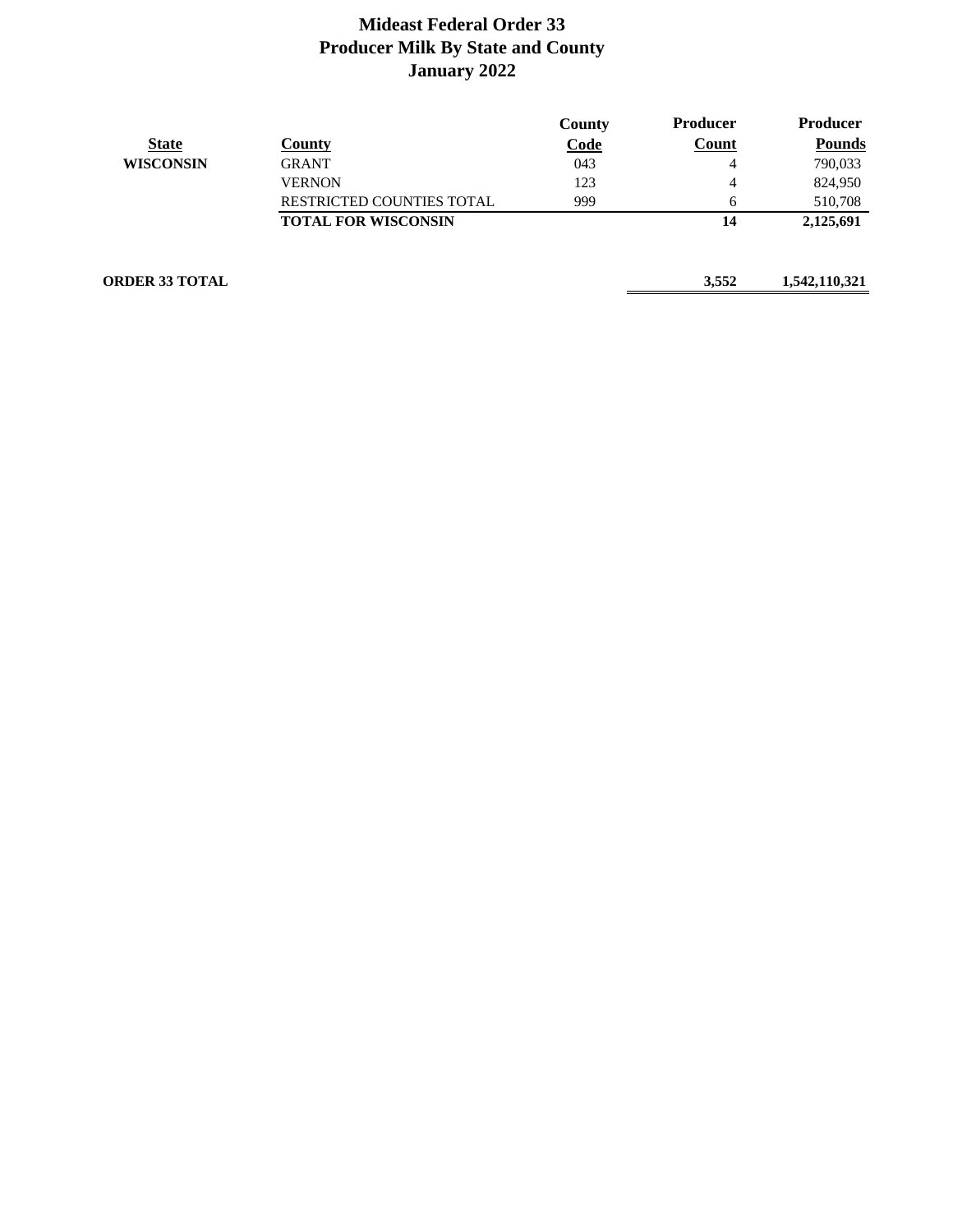# Mideast Federal Order 33
## Producer Milk By State and County
## January 2022

| State | County | County Code | Producer Count | Producer Pounds |
|---|---|---|---|---|
| **WISCONSIN** | GRANT | 043 | 4 | 790,033 |
| | VERNON | 123 | 4 | 824,950 |
| | RESTRICTED COUNTIES TOTAL | 999 | 6 | 510,708 |
| | **TOTAL FOR WISCONSIN** | | **14** | **2,125,691** |
| **ORDER 33 TOTAL** | | | **3,552** | **1,542,110,321** |